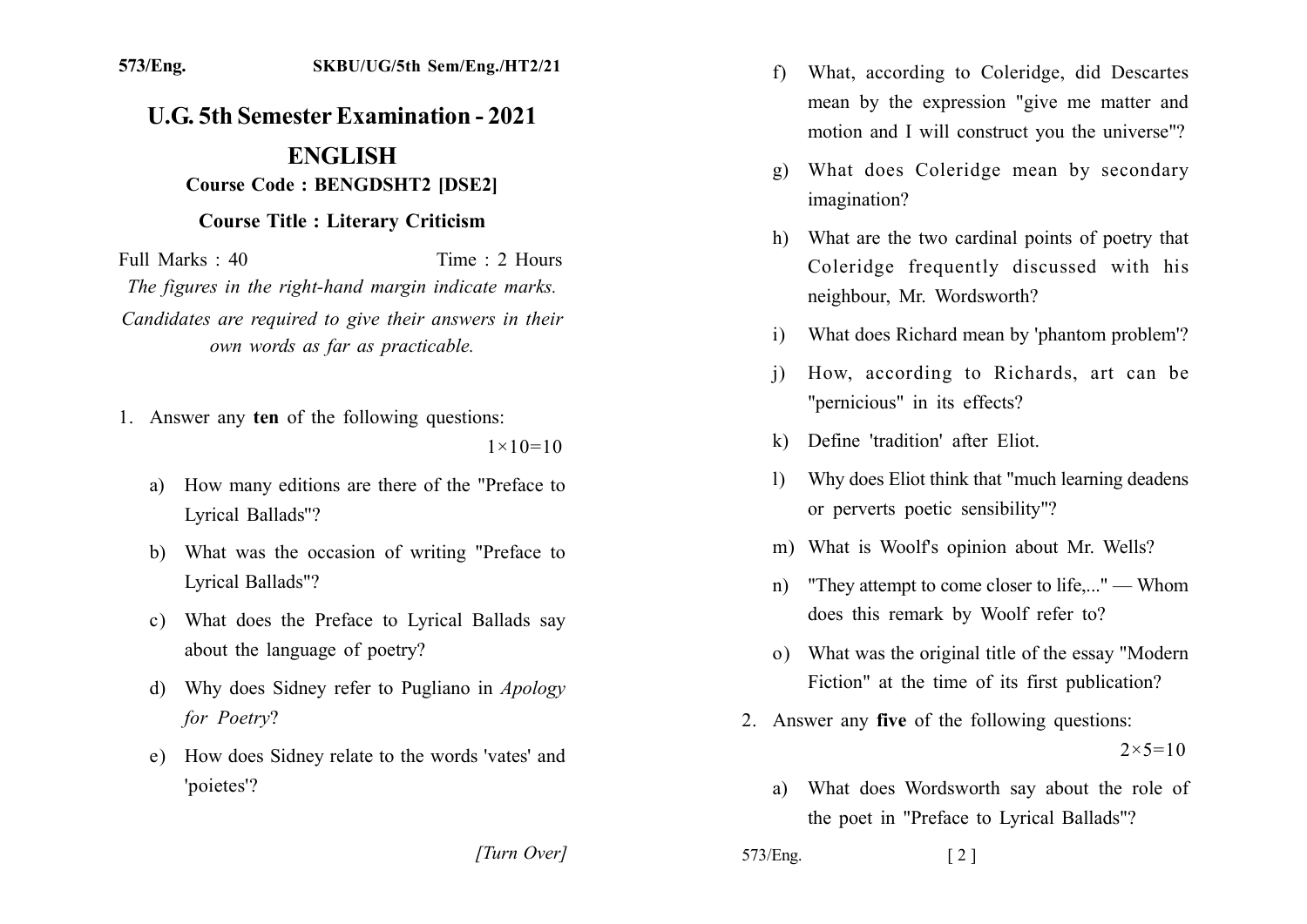573/Eng. SKBU/UG/5th Sem/Eng./HT2/21

# U.G. 5th Semester Examination - 2021

## ENGLISH

### Course Code : BENGDSHT2 [DSE2]

### Course Title : Literary Criticism

Full Marks : 40 Time : 2 Hours

*The figures in the right-hand margin indicate marks.*

*Candidates are required to give their answers in their own words as far as practicable.*

1. Answer any **ten** of the following questions: $1\times10=10$

   a) How many editions are there of the "Preface to Lyrical Ballads"?

   b) What was the occasion of writing "Preface to Lyrical Ballads"?

   c) What does the Preface to Lyrical Ballads say about the language of poetry?

   d) Why does Sidney refer to Pugliano in *Apology for Poetry*?

   e) How does Sidney relate to the words 'vates' and 'poietes'?

   f) What, according to Coleridge, did Descartes mean by the expression "give me matter and motion and I will construct you the universe"?

   g) What does Coleridge mean by secondary imagination?

   h) What are the two cardinal points of poetry that Coleridge frequently discussed with his neighbour, Mr. Wordsworth?

   i) What does Richard mean by 'phantom problem'?

   j) How, according to Richards, art can be "pernicious" in its effects?

   k) Define 'tradition' after Eliot.

   l) Why does Eliot think that "much learning deadens or perverts poetic sensibility"?

   m) What is Woolf's opinion about Mr. Wells?

   n) "They attempt to come closer to life,..." — Whom does this remark by Woolf refer to?

   o) What was the original title of the essay "Modern Fiction" at the time of its first publication?

2. Answer any **five** of the following questions: $2\times5=10$

   a) What does Wordsworth say about the role of the poet in "Preface to Lyrical Ballads"?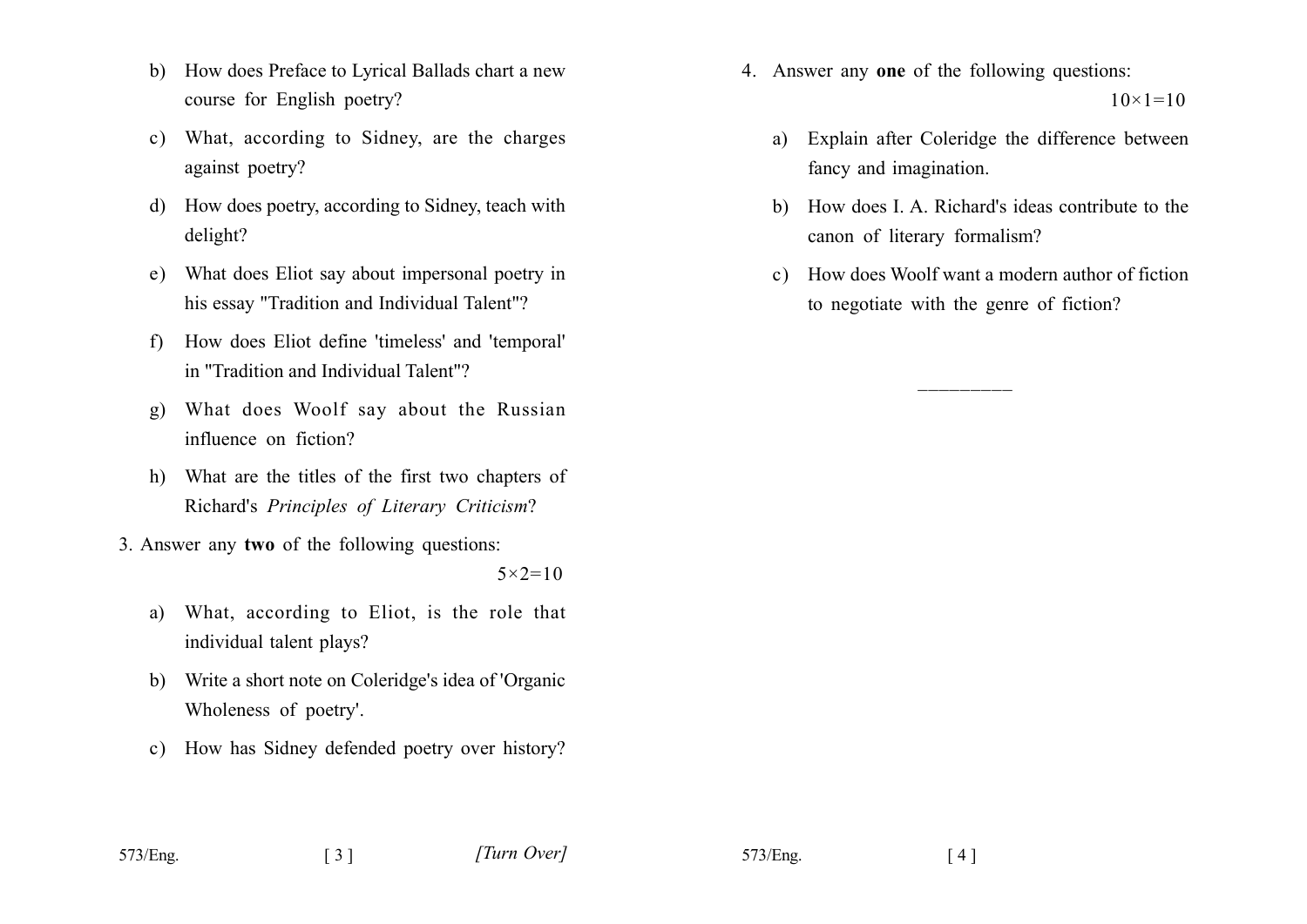b) How does Preface to Lyrical Ballads chart a new course for English poetry?

c) What, according to Sidney, are the charges against poetry?

d) How does poetry, according to Sidney, teach with delight?

e) What does Eliot say about impersonal poetry in his essay "Tradition and Individual Talent"?

f) How does Eliot define 'timeless' and 'temporal' in "Tradition and Individual Talent"?

g) What does Woolf say about the Russian influence on fiction?

h) What are the titles of the first two chapters of Richard's *Principles of Literary Criticism*?

3. Answer any **two** of the following questions:

$5 \times 2 = 10$

a) What, according to Eliot, is the role that individual talent plays?

b) Write a short note on Coleridge's idea of 'Organic Wholeness of poetry'.

c) How has Sidney defended poetry over history?

4. Answer any **one** of the following questions:

$10 \times 1 = 10$

a) Explain after Coleridge the difference between fancy and imagination.

b) How does I. A. Richard's ideas contribute to the canon of literary formalism?

c) How does Woolf want a modern author of fiction to negotiate with the genre of fiction?

_________